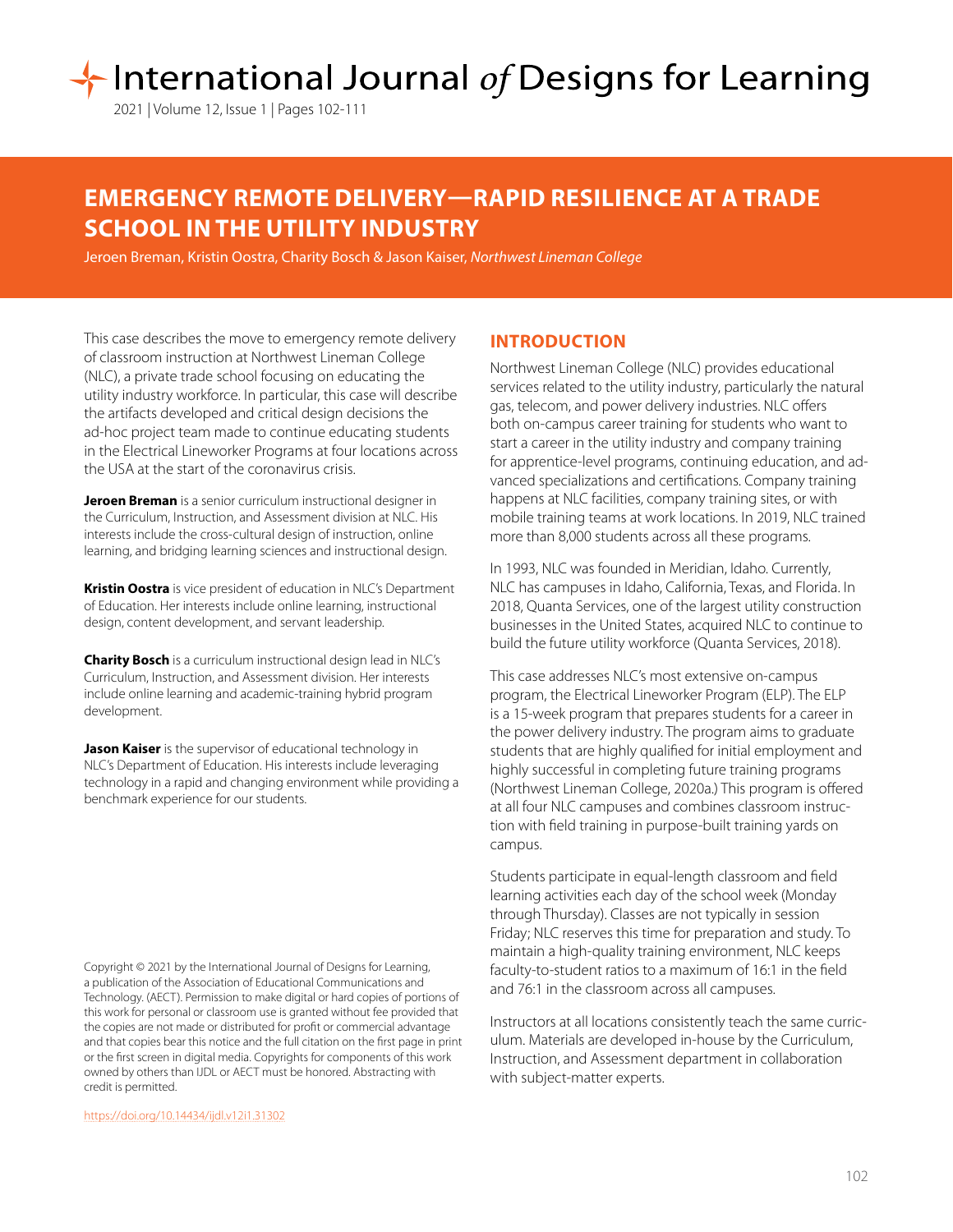# EMERGENCY REMOTE DELIVERY—RAPID RESILIENCE AT A TRADE SCHOOL IN THE UTILITY INDUSTRY

Jeroen Breman, Kristin Oostra, Charity Bosch & Jason Kaiser, *Northwest Lineman College*

This case describes the move to emergency remote delivery of classroom instruction at Northwest Lineman College (NLC), a private trade school focusing on educating the utility industry workforce. In particular, this case will describe the artifacts developed and critical design decisions the ad-hoc project team made to continue educating students in the Electrical Lineworker Programs at four locations across the USA at the start of the coronavirus crisis.

**Jeroen Breman** is a senior curriculum instructional designer in the Curriculum, Instruction, and Assessment division at NLC. His interests include the cross-cultural design of instruction, online learning, and bridging learning sciences and instructional design.

**Kristin Oostra** is vice president of education in NLC's Department of Education. Her interests include online learning, instructional design, content development, and servant leadership.

**Charity Bosch** is a curriculum instructional design lead in NLC's Curriculum, Instruction, and Assessment division. Her interests include online learning and academic-training hybrid program development.

**Jason Kaiser** is the supervisor of educational technology in NLC's Department of Education. His interests include leveraging technology in a rapid and changing environment while providing a benchmark experience for our students.

Copyright © 2021 by the International Journal of Designs for Learning, a publication of the Association of Educational Communications and Technology. (AECT). Permission to make digital or hard copies of portions of this work for personal or classroom use is granted without fee provided that the copies are not made or distributed for profit or commercial advantage and that copies bear this notice and the full citation on the first page in print or the first screen in digital media. Copyrights for components of this work owned by others than IJDL or AECT must be honored. Abstracting with credit is permitted.

https://doi.org/10.14434/ijdl.v12i1.31302

## INTRODUCTION

Northwest Lineman College (NLC) provides educational services related to the utility industry, particularly the natural gas, telecom, and power delivery industries. NLC offers both on-campus career training for students who want to start a career in the utility industry and company training for apprentice-level programs, continuing education, and advanced specializations and certifications. Company training happens at NLC facilities, company training sites, or with mobile training teams at work locations. In 2019, NLC trained more than 8,000 students across all these programs.

In 1993, NLC was founded in Meridian, Idaho. Currently, NLC has campuses in Idaho, California, Texas, and Florida. In 2018, Quanta Services, one of the largest utility construction businesses in the United States, acquired NLC to continue to build the future utility workforce (Quanta Services, 2018).

This case addresses NLC's most extensive on-campus program, the Electrical Lineworker Program (ELP). The ELP is a 15-week program that prepares students for a career in the power delivery industry. The program aims to graduate students that are highly qualified for initial employment and highly successful in completing future training programs (Northwest Lineman College, 2020a.) This program is offered at all four NLC campuses and combines classroom instruction with field training in purpose-built training yards on campus.

Students participate in equal-length classroom and field learning activities each day of the school week (Monday through Thursday). Classes are not typically in session Friday; NLC reserves this time for preparation and study. To maintain a high-quality training environment, NLC keeps faculty-to-student ratios to a maximum of 16:1 in the field and 76:1 in the classroom across all campuses.

Instructors at all locations consistently teach the same curriculum. Materials are developed in-house by the Curriculum, Instruction, and Assessment department in collaboration with subject-matter experts.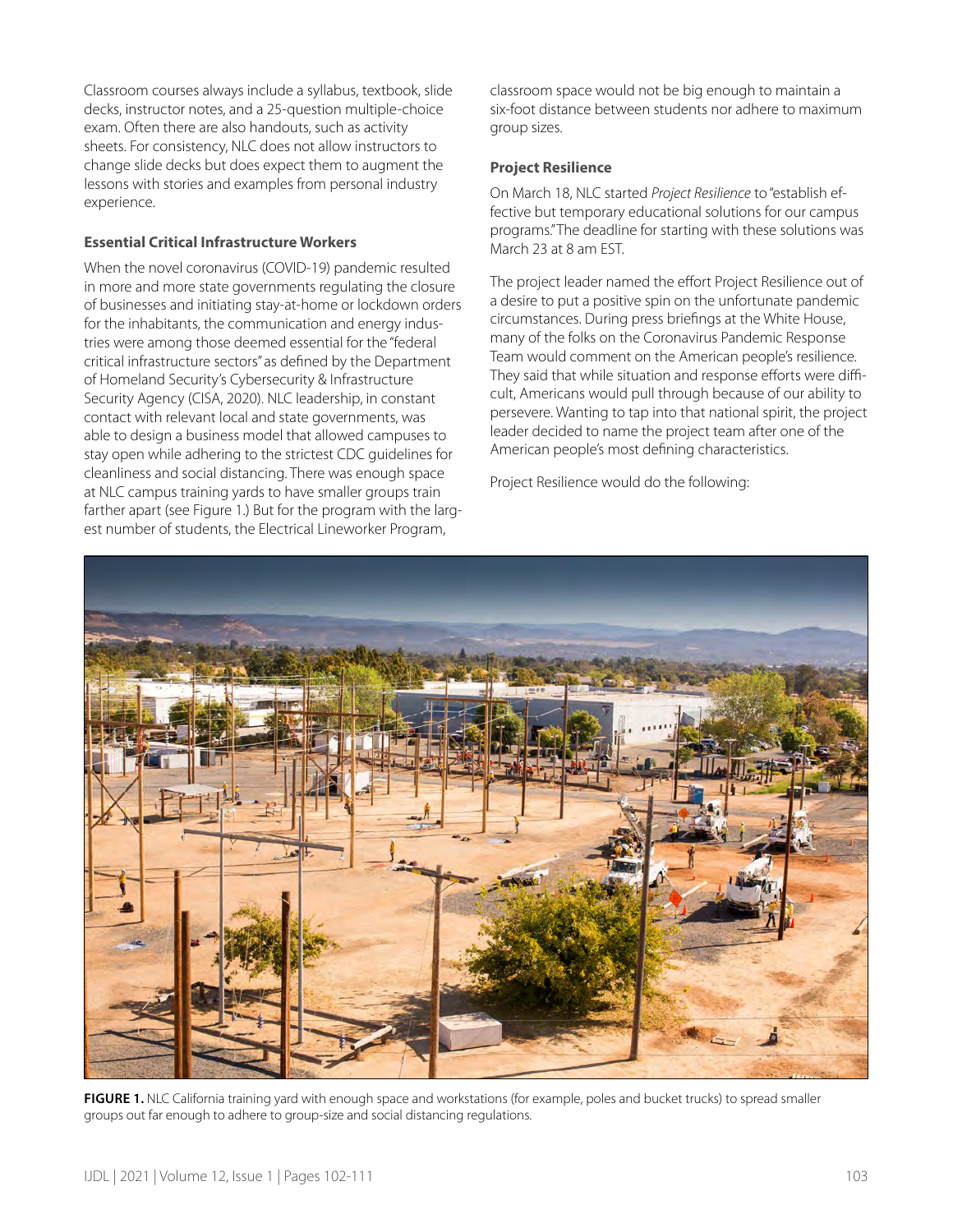Classroom courses always include a syllabus, textbook, slide decks, instructor notes, and a 25-question multiple-choice exam. Often there are also handouts, such as activity sheets. For consistency, NLC does not allow instructors to change slide decks but does expect them to augment the lessons with stories and examples from personal industry experience.

### Essential Critical Infrastructure Workers

When the novel coronavirus (COVID-19) pandemic resulted in more and more state governments regulating the closure of businesses and initiating stay-at-home or lockdown orders for the inhabitants, the communication and energy industries were among those deemed essential for the "federal critical infrastructure sectors" as defined by the Department of Homeland Security's Cybersecurity & Infrastructure Security Agency (CISA, 2020). NLC leadership, in constant contact with relevant local and state governments, was able to design a business model that allowed campuses to stay open while adhering to the strictest CDC guidelines for cleanliness and social distancing. There was enough space at NLC campus training yards to have smaller groups train farther apart (see Figure 1.) But for the program with the largest number of students, the Electrical Lineworker Program, classroom space would not be big enough to maintain a six-foot distance between students nor adhere to maximum group sizes.

### Project Resilience

On March 18, NLC started *Project Resilience* to "establish effective but temporary educational solutions for our campus programs." The deadline for starting with these solutions was March 23 at 8 am EST.

The project leader named the effort Project Resilience out of a desire to put a positive spin on the unfortunate pandemic circumstances. During press briefings at the White House, many of the folks on the Coronavirus Pandemic Response Team would comment on the American people's resilience. They said that while situation and response efforts were difficult, Americans would pull through because of our ability to persevere. Wanting to tap into that national spirit, the project leader decided to name the project team after one of the American people's most defining characteristics.

Project Resilience would do the following:

**FIGURE 1.** NLC California training yard with enough space and workstations (for example, poles and bucket trucks) to spread smaller groups out far enough to adhere to group-size and social distancing regulations.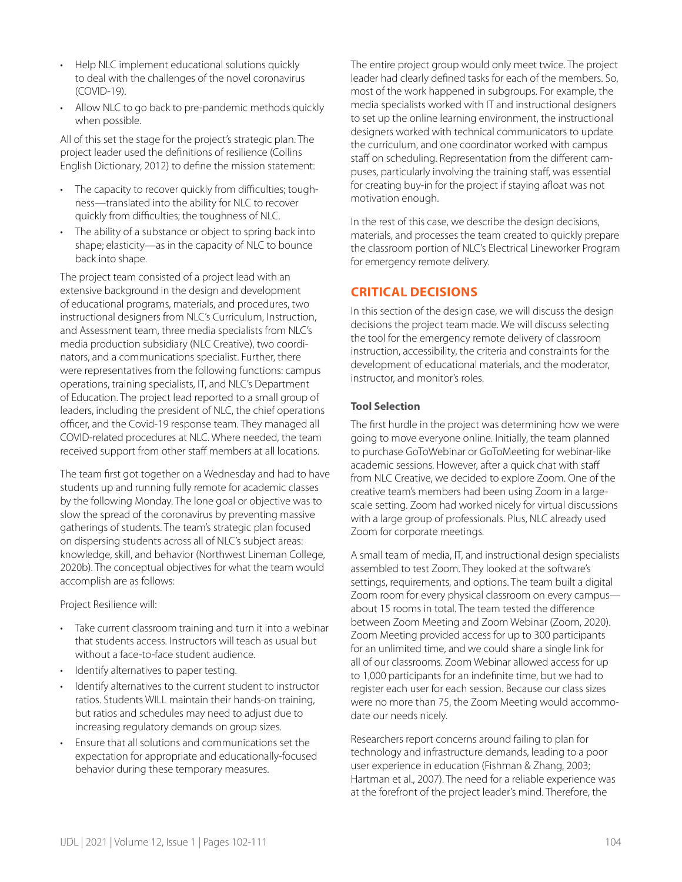- Help NLC implement educational solutions quickly to deal with the challenges of the novel coronavirus (COVID-19).
- Allow NLC to go back to pre-pandemic methods quickly when possible.

All of this set the stage for the project's strategic plan. The project leader used the definitions of resilience (Collins English Dictionary, 2012) to define the mission statement:

- The capacity to recover quickly from difficulties; toughness—translated into the ability for NLC to recover quickly from difficulties; the toughness of NLC.
- The ability of a substance or object to spring back into shape; elasticity—as in the capacity of NLC to bounce back into shape.

The project team consisted of a project lead with an extensive background in the design and development of educational programs, materials, and procedures, two instructional designers from NLC's Curriculum, Instruction, and Assessment team, three media specialists from NLC's media production subsidiary (NLC Creative), two coordinators, and a communications specialist. Further, there were representatives from the following functions: campus operations, training specialists, IT, and NLC's Department of Education. The project lead reported to a small group of leaders, including the president of NLC, the chief operations officer, and the Covid-19 response team. They managed all COVID-related procedures at NLC. Where needed, the team received support from other staff members at all locations.

The team first got together on a Wednesday and had to have students up and running fully remote for academic classes by the following Monday. The lone goal or objective was to slow the spread of the coronavirus by preventing massive gatherings of students. The team's strategic plan focused on dispersing students across all of NLC's subject areas: knowledge, skill, and behavior (Northwest Lineman College, 2020b). The conceptual objectives for what the team would accomplish are as follows:

Project Resilience will:

- Take current classroom training and turn it into a webinar that students access. Instructors will teach as usual but without a face-to-face student audience.
- Identify alternatives to paper testing.
- Identify alternatives to the current student to instructor ratios. Students WILL maintain their hands-on training, but ratios and schedules may need to adjust due to increasing regulatory demands on group sizes.
- Ensure that all solutions and communications set the expectation for appropriate and educationally-focused behavior during these temporary measures.

The entire project group would only meet twice. The project leader had clearly defined tasks for each of the members. So, most of the work happened in subgroups. For example, the media specialists worked with IT and instructional designers to set up the online learning environment, the instructional designers worked with technical communicators to update the curriculum, and one coordinator worked with campus staff on scheduling. Representation from the different campuses, particularly involving the training staff, was essential for creating buy-in for the project if staying afloat was not motivation enough.

In the rest of this case, we describe the design decisions, materials, and processes the team created to quickly prepare the classroom portion of NLC's Electrical Lineworker Program for emergency remote delivery.

## CRITICAL DECISIONS

In this section of the design case, we will discuss the design decisions the project team made. We will discuss selecting the tool for the emergency remote delivery of classroom instruction, accessibility, the criteria and constraints for the development of educational materials, and the moderator, instructor, and monitor's roles.

### Tool Selection

The first hurdle in the project was determining how we were going to move everyone online. Initially, the team planned to purchase GoToWebinar or GoToMeeting for webinar-like academic sessions. However, after a quick chat with staff from NLC Creative, we decided to explore Zoom. One of the creative team's members had been using Zoom in a large-scale setting. Zoom had worked nicely for virtual discussions with a large group of professionals. Plus, NLC already used Zoom for corporate meetings.

A small team of media, IT, and instructional design specialists assembled to test Zoom. They looked at the software's settings, requirements, and options. The team built a digital Zoom room for every physical classroom on every campus—about 15 rooms in total. The team tested the difference between Zoom Meeting and Zoom Webinar (Zoom, 2020). Zoom Meeting provided access for up to 300 participants for an unlimited time, and we could share a single link for all of our classrooms. Zoom Webinar allowed access for up to 1,000 participants for an indefinite time, but we had to register each user for each session. Because our class sizes were no more than 75, the Zoom Meeting would accommodate our needs nicely.

Researchers report concerns around failing to plan for technology and infrastructure demands, leading to a poor user experience in education (Fishman & Zhang, 2003; Hartman et al., 2007). The need for a reliable experience was at the forefront of the project leader's mind. Therefore, the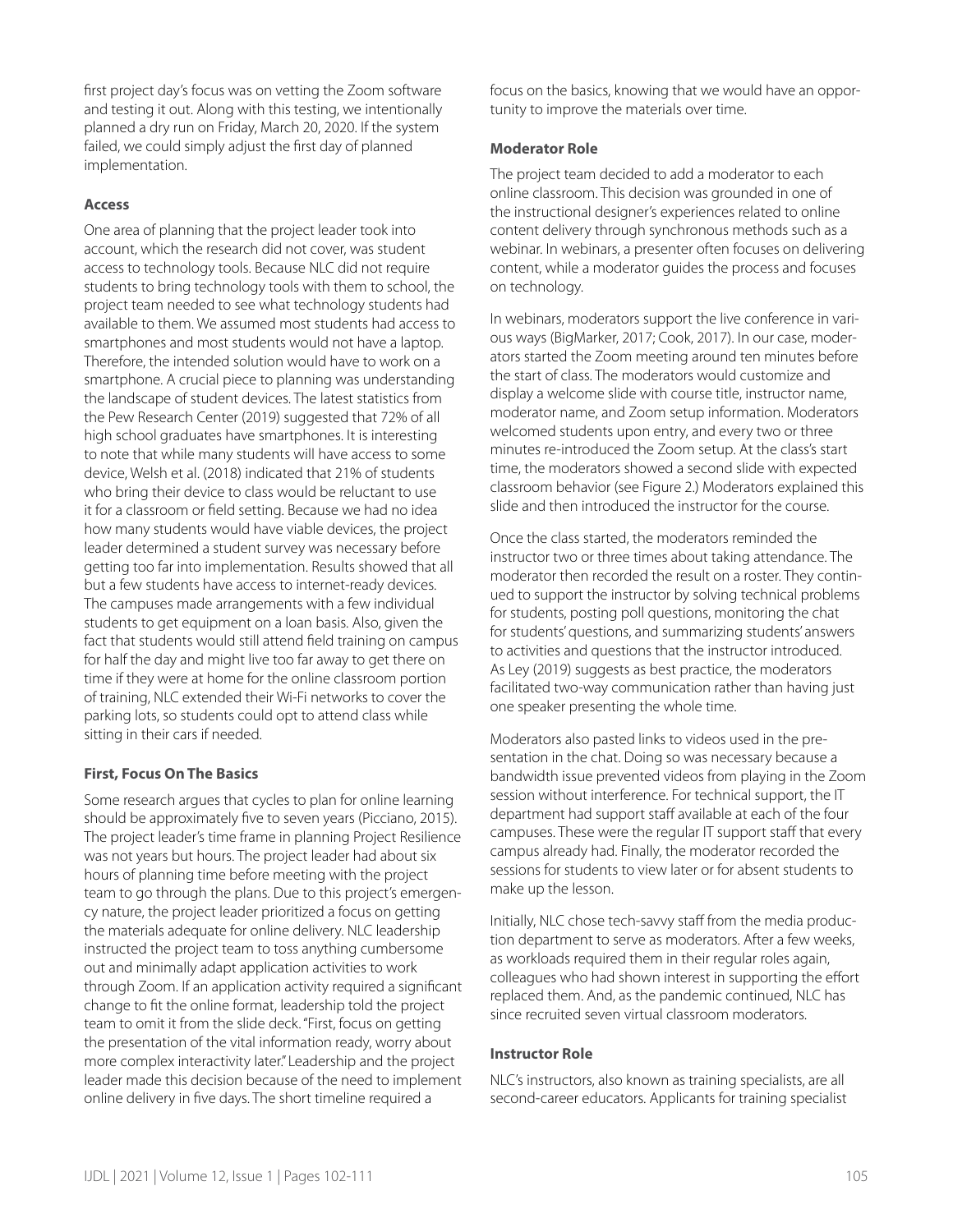first project day's focus was on vetting the Zoom software and testing it out. Along with this testing, we intentionally planned a dry run on Friday, March 20, 2020. If the system failed, we could simply adjust the first day of planned implementation.

**Access**

One area of planning that the project leader took into account, which the research did not cover, was student access to technology tools. Because NLC did not require students to bring technology tools with them to school, the project team needed to see what technology students had available to them. We assumed most students had access to smartphones and most students would not have a laptop. Therefore, the intended solution would have to work on a smartphone. A crucial piece to planning was understanding the landscape of student devices. The latest statistics from the Pew Research Center (2019) suggested that 72% of all high school graduates have smartphones. It is interesting to note that while many students will have access to some device, Welsh et al. (2018) indicated that 21% of students who bring their device to class would be reluctant to use it for a classroom or field setting. Because we had no idea how many students would have viable devices, the project leader determined a student survey was necessary before getting too far into implementation. Results showed that all but a few students have access to internet-ready devices. The campuses made arrangements with a few individual students to get equipment on a loan basis. Also, given the fact that students would still attend field training on campus for half the day and might live too far away to get there on time if they were at home for the online classroom portion of training, NLC extended their Wi-Fi networks to cover the parking lots, so students could opt to attend class while sitting in their cars if needed.

**First, Focus On The Basics**

Some research argues that cycles to plan for online learning should be approximately five to seven years (Picciano, 2015). The project leader's time frame in planning Project Resilience was not years but hours. The project leader had about six hours of planning time before meeting with the project team to go through the plans. Due to this project's emergency nature, the project leader prioritized a focus on getting the materials adequate for online delivery. NLC leadership instructed the project team to toss anything cumbersome out and minimally adapt application activities to work through Zoom. If an application activity required a significant change to fit the online format, leadership told the project team to omit it from the slide deck. "First, focus on getting the presentation of the vital information ready, worry about more complex interactivity later." Leadership and the project leader made this decision because of the need to implement online delivery in five days. The short timeline required a focus on the basics, knowing that we would have an opportunity to improve the materials over time.

**Moderator Role**

The project team decided to add a moderator to each online classroom. This decision was grounded in one of the instructional designer's experiences related to online content delivery through synchronous methods such as a webinar. In webinars, a presenter often focuses on delivering content, while a moderator guides the process and focuses on technology.

In webinars, moderators support the live conference in various ways (BigMarker, 2017; Cook, 2017). In our case, moderators started the Zoom meeting around ten minutes before the start of class. The moderators would customize and display a welcome slide with course title, instructor name, moderator name, and Zoom setup information. Moderators welcomed students upon entry, and every two or three minutes re-introduced the Zoom setup. At the class's start time, the moderators showed a second slide with expected classroom behavior (see Figure 2.) Moderators explained this slide and then introduced the instructor for the course.

Once the class started, the moderators reminded the instructor two or three times about taking attendance. The moderator then recorded the result on a roster. They continued to support the instructor by solving technical problems for students, posting poll questions, monitoring the chat for students' questions, and summarizing students' answers to activities and questions that the instructor introduced. As Ley (2019) suggests as best practice, the moderators facilitated two-way communication rather than having just one speaker presenting the whole time.

Moderators also pasted links to videos used in the presentation in the chat. Doing so was necessary because a bandwidth issue prevented videos from playing in the Zoom session without interference. For technical support, the IT department had support staff available at each of the four campuses. These were the regular IT support staff that every campus already had. Finally, the moderator recorded the sessions for students to view later or for absent students to make up the lesson.

Initially, NLC chose tech-savvy staff from the media production department to serve as moderators. After a few weeks, as workloads required them in their regular roles again, colleagues who had shown interest in supporting the effort replaced them. And, as the pandemic continued, NLC has since recruited seven virtual classroom moderators.

**Instructor Role**

NLC's instructors, also known as training specialists, are all second-career educators. Applicants for training specialist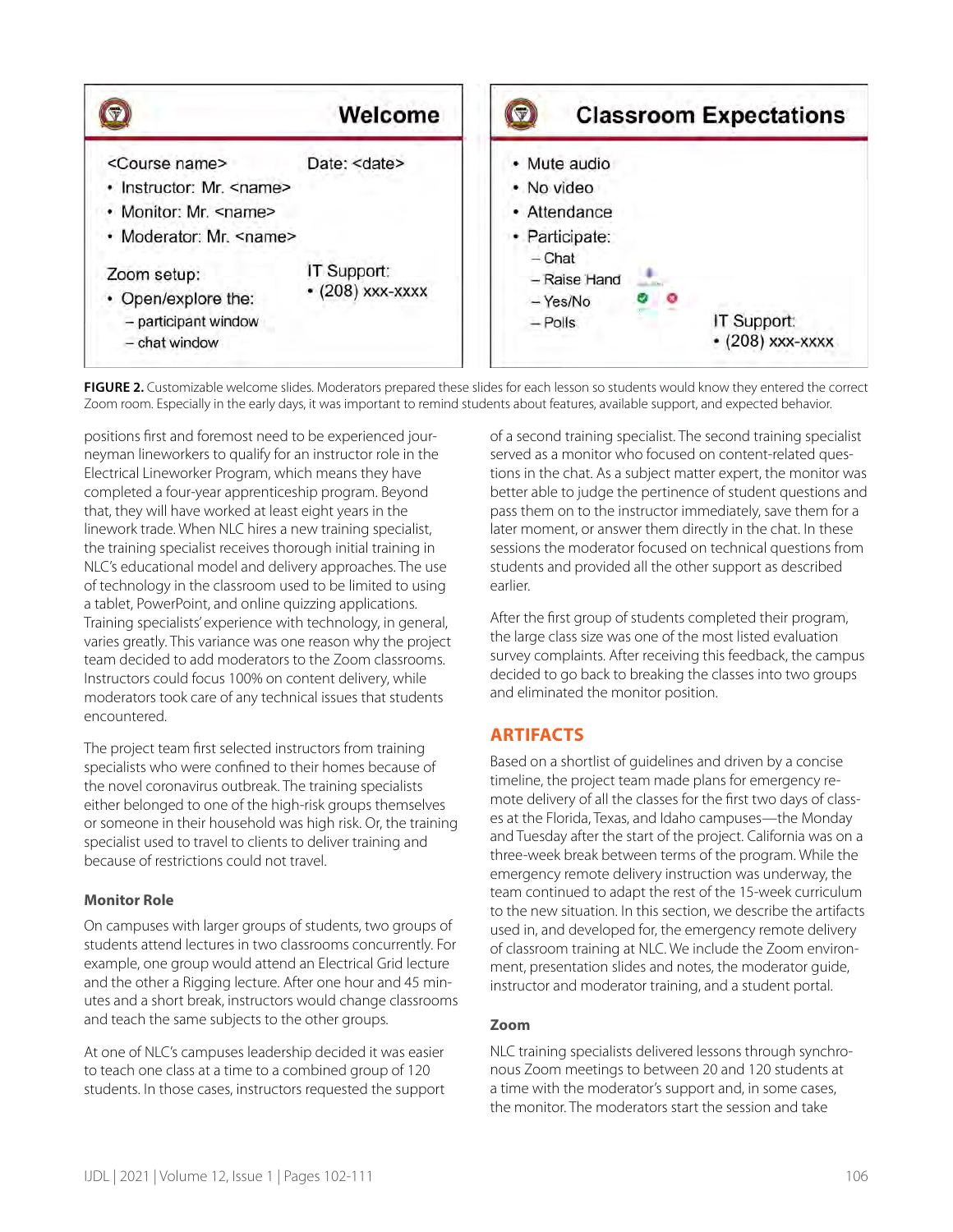FIGURE 2. Customizable welcome slides. Moderators prepared these slides for each lesson so students would know they entered the correct Zoom room. Especially in the early days, it was important to remind students about features, available support, and expected behavior.

positions first and foremost need to be experienced journeyman lineworkers to qualify for an instructor role in the Electrical Lineworker Program, which means they have completed a four-year apprenticeship program. Beyond that, they will have worked at least eight years in the linework trade. When NLC hires a new training specialist, the training specialist receives thorough initial training in NLC's educational model and delivery approaches. The use of technology in the classroom used to be limited to using a tablet, PowerPoint, and online quizzing applications. Training specialists' experience with technology, in general, varies greatly. This variance was one reason why the project team decided to add moderators to the Zoom classrooms. Instructors could focus 100% on content delivery, while moderators took care of any technical issues that students encountered.

The project team first selected instructors from training specialists who were confined to their homes because of the novel coronavirus outbreak. The training specialists either belonged to one of the high-risk groups themselves or someone in their household was high risk. Or, the training specialist used to travel to clients to deliver training and because of restrictions could not travel.

### Monitor Role

On campuses with larger groups of students, two groups of students attend lectures in two classrooms concurrently. For example, one group would attend an Electrical Grid lecture and the other a Rigging lecture. After one hour and 45 minutes and a short break, instructors would change classrooms and teach the same subjects to the other groups.

At one of NLC's campuses leadership decided it was easier to teach one class at a time to a combined group of 120 students. In those cases, instructors requested the support of a second training specialist. The second training specialist served as a monitor who focused on content-related questions in the chat. As a subject matter expert, the monitor was better able to judge the pertinence of student questions and pass them on to the instructor immediately, save them for a later moment, or answer them directly in the chat. In these sessions the moderator focused on technical questions from students and provided all the other support as described earlier.

After the first group of students completed their program, the large class size was one of the most listed evaluation survey complaints. After receiving this feedback, the campus decided to go back to breaking the classes into two groups and eliminated the monitor position.

## ARTIFACTS

Based on a shortlist of guidelines and driven by a concise timeline, the project team made plans for emergency remote delivery of all the classes for the first two days of classes at the Florida, Texas, and Idaho campuses—the Monday and Tuesday after the start of the project. California was on a three-week break between terms of the program. While the emergency remote delivery instruction was underway, the team continued to adapt the rest of the 15-week curriculum to the new situation. In this section, we describe the artifacts used in, and developed for, the emergency remote delivery of classroom training at NLC. We include the Zoom environment, presentation slides and notes, the moderator guide, instructor and moderator training, and a student portal.

### Zoom

NLC training specialists delivered lessons through synchronous Zoom meetings to between 20 and 120 students at a time with the moderator's support and, in some cases, the monitor. The moderators start the session and take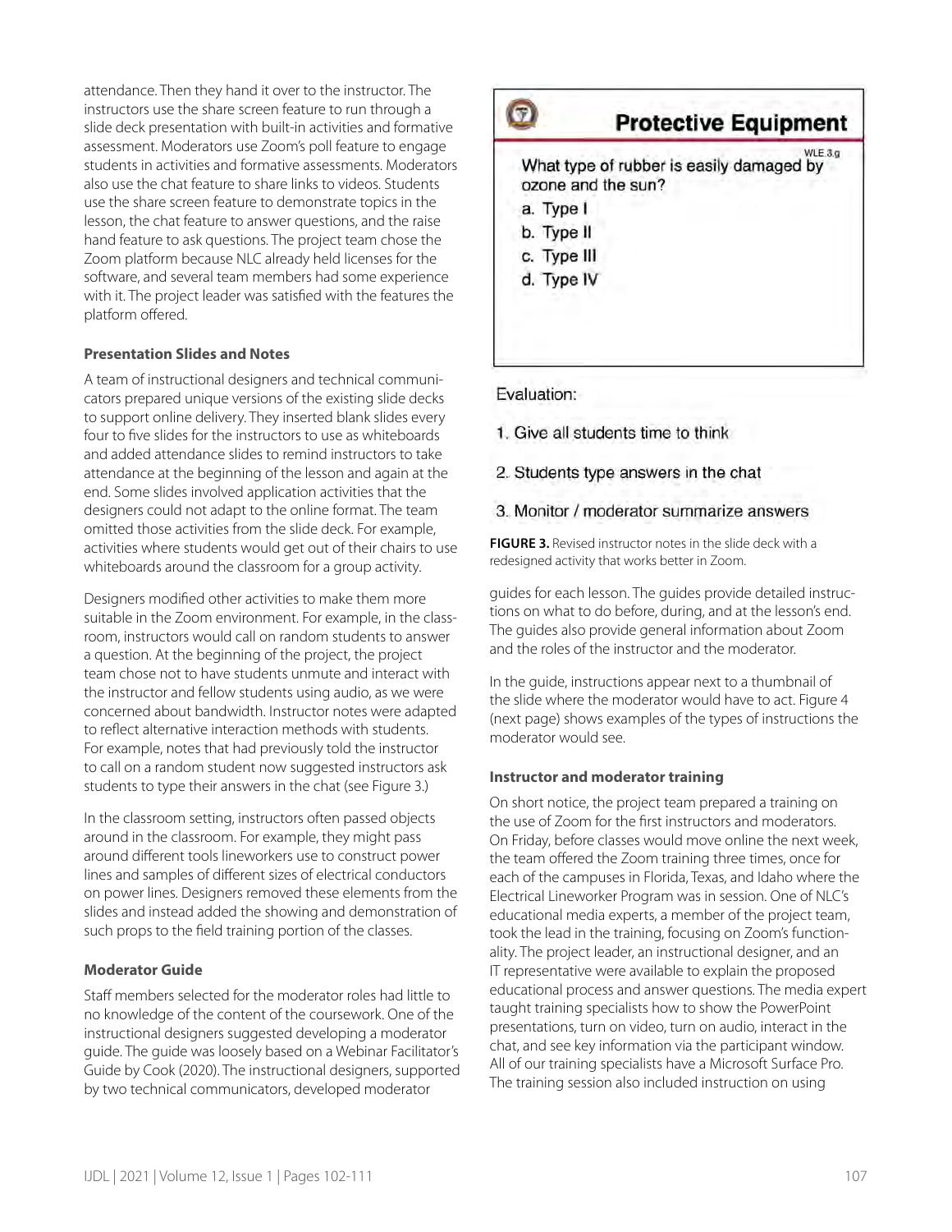attendance. Then they hand it over to the instructor. The instructors use the share screen feature to run through a slide deck presentation with built-in activities and formative assessment. Moderators use Zoom's poll feature to engage students in activities and formative assessments. Moderators also use the chat feature to share links to videos. Students use the share screen feature to demonstrate topics in the lesson, the chat feature to answer questions, and the raise hand feature to ask questions. The project team chose the Zoom platform because NLC already held licenses for the software, and several team members had some experience with it. The project leader was satisfied with the features the platform offered.

### Presentation Slides and Notes

A team of instructional designers and technical communicators prepared unique versions of the existing slide decks to support online delivery. They inserted blank slides every four to five slides for the instructors to use as whiteboards and added attendance slides to remind instructors to take attendance at the beginning of the lesson and again at the end. Some slides involved application activities that the designers could not adapt to the online format. The team omitted those activities from the slide deck. For example, activities where students would get out of their chairs to use whiteboards around the classroom for a group activity.

Designers modified other activities to make them more suitable in the Zoom environment. For example, in the classroom, instructors would call on random students to answer a question. At the beginning of the project, the project team chose not to have students unmute and interact with the instructor and fellow students using audio, as we were concerned about bandwidth. Instructor notes were adapted to reflect alternative interaction methods with students. For example, notes that had previously told the instructor to call on a random student now suggested instructors ask students to type their answers in the chat (see Figure 3.)

In the classroom setting, instructors often passed objects around in the classroom. For example, they might pass around different tools lineworkers use to construct power lines and samples of different sizes of electrical conductors on power lines. Designers removed these elements from the slides and instead added the showing and demonstration of such props to the field training portion of the classes.

### Moderator Guide

Staff members selected for the moderator roles had little to no knowledge of the content of the coursework. One of the instructional designers suggested developing a moderator guide. The guide was loosely based on a Webinar Facilitator's Guide by Cook (2020). The instructional designers, supported by two technical communicators, developed moderator guides for each lesson. The guides provide detailed instructions on what to do before, during, and at the lesson's end. The guides also provide general information about Zoom and the roles of the instructor and the moderator.

**Protective Equipment**

WLE.3.g

What type of rubber is easily damaged by ozone and the sun?

a. Type I

b. Type II

c. Type III

d. Type IV

Evaluation:

1. Give all students time to think
2. Students type answers in the chat
3. Monitor / moderator summarize answers

**FIGURE 3.** Revised instructor notes in the slide deck with a redesigned activity that works better in Zoom.

In the guide, instructions appear next to a thumbnail of the slide where the moderator would have to act. Figure 4 (next page) shows examples of the types of instructions the moderator would see.

### Instructor and moderator training

On short notice, the project team prepared a training on the use of Zoom for the first instructors and moderators. On Friday, before classes would move online the next week, the team offered the Zoom training three times, once for each of the campuses in Florida, Texas, and Idaho where the Electrical Lineworker Program was in session. One of NLC's educational media experts, a member of the project team, took the lead in the training, focusing on Zoom's functionality. The project leader, an instructional designer, and an IT representative were available to explain the proposed educational process and answer questions. The media expert taught training specialists how to show the PowerPoint presentations, turn on video, turn on audio, interact in the chat, and see key information via the participant window. All of our training specialists have a Microsoft Surface Pro. The training session also included instruction on using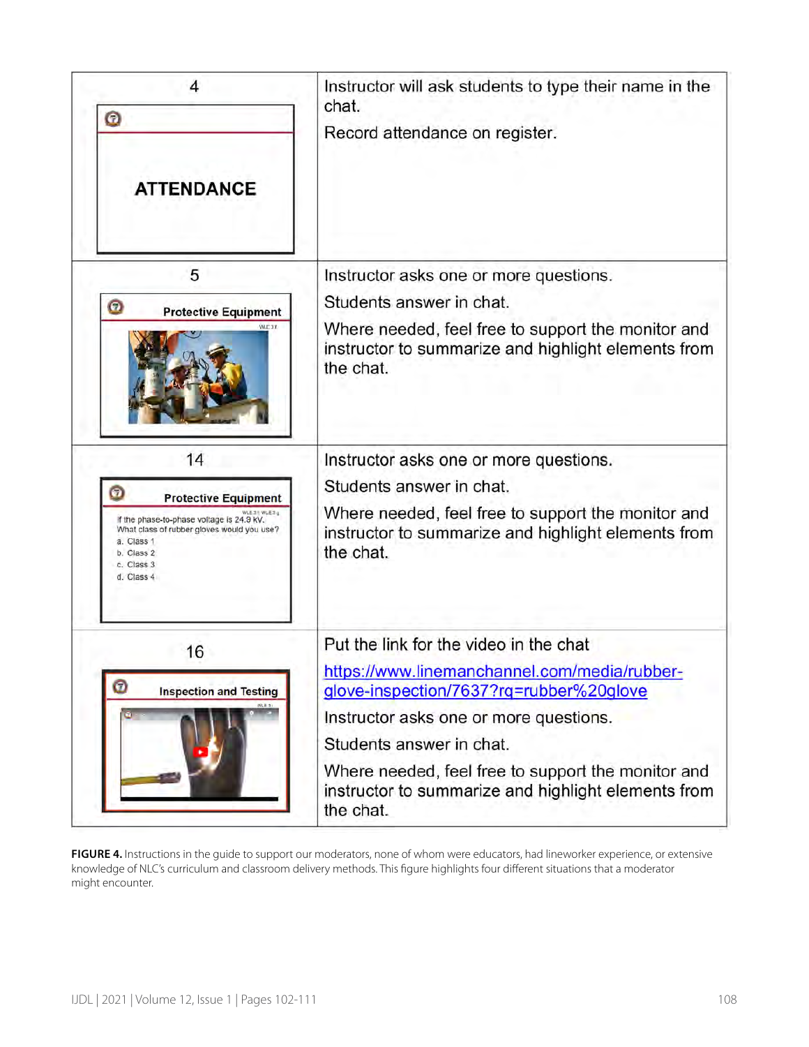| | |
|---|---|
| 4<br><br>ATTENDANCE | Instructor will ask students to type their name in the chat.<br><br>Record attendance on register. |
| 5<br><br>Protective Equipment | Instructor asks one or more questions.<br><br>Students answer in chat.<br><br>Where needed, feel free to support the monitor and instructor to summarize and highlight elements from the chat. |
| 14<br><br>Protective Equipment<br><br>If the phase-to-phase voltage is 24.9 kV. What class of rubber gloves would you use?<br>a. Class 1<br>b. Class 2<br>c. Class 3<br>d. Class 4 | Instructor asks one or more questions.<br><br>Students answer in chat.<br><br>Where needed, feel free to support the monitor and instructor to summarize and highlight elements from the chat. |
| 16<br><br>Inspection and Testing | Put the link for the video in the chat<br><br>https://www.linemanchannel.com/media/rubber-glove-inspection/7637?rq=rubber%20glove<br><br>Instructor asks one or more questions.<br><br>Students answer in chat.<br><br>Where needed, feel free to support the monitor and instructor to summarize and highlight elements from the chat. |

**FIGURE 4.** Instructions in the guide to support our moderators, none of whom were educators, had lineworker experience, or extensive knowledge of NLC's curriculum and classroom delivery methods. This figure highlights four different situations that a moderator might encounter.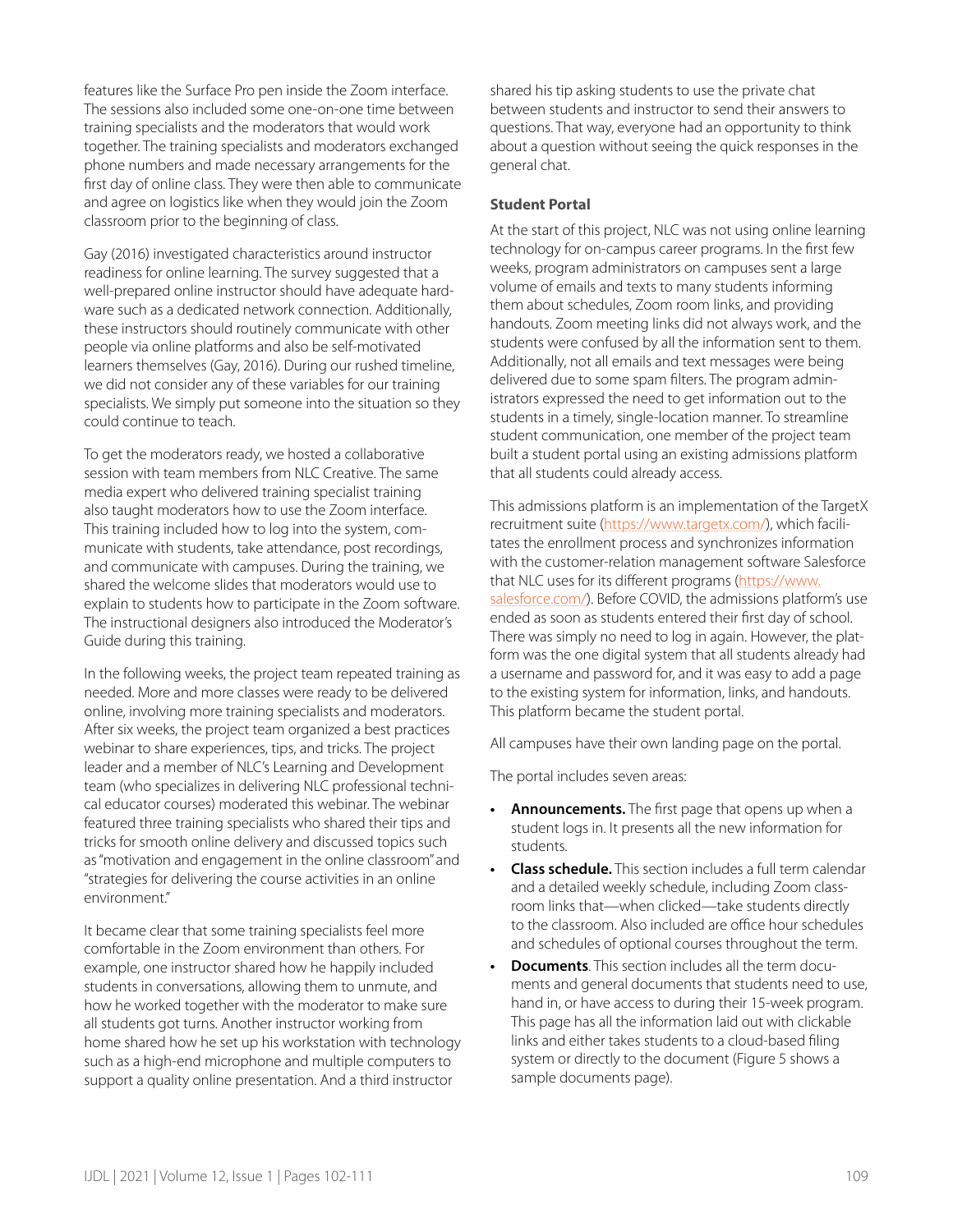features like the Surface Pro pen inside the Zoom interface. The sessions also included some one-on-one time between training specialists and the moderators that would work together. The training specialists and moderators exchanged phone numbers and made necessary arrangements for the first day of online class. They were then able to communicate and agree on logistics like when they would join the Zoom classroom prior to the beginning of class.

Gay (2016) investigated characteristics around instructor readiness for online learning. The survey suggested that a well-prepared online instructor should have adequate hardware such as a dedicated network connection. Additionally, these instructors should routinely communicate with other people via online platforms and also be self-motivated learners themselves (Gay, 2016). During our rushed timeline, we did not consider any of these variables for our training specialists. We simply put someone into the situation so they could continue to teach.

To get the moderators ready, we hosted a collaborative session with team members from NLC Creative. The same media expert who delivered training specialist training also taught moderators how to use the Zoom interface. This training included how to log into the system, communicate with students, take attendance, post recordings, and communicate with campuses. During the training, we shared the welcome slides that moderators would use to explain to students how to participate in the Zoom software. The instructional designers also introduced the Moderator's Guide during this training.

In the following weeks, the project team repeated training as needed. More and more classes were ready to be delivered online, involving more training specialists and moderators. After six weeks, the project team organized a best practices webinar to share experiences, tips, and tricks. The project leader and a member of NLC's Learning and Development team (who specializes in delivering NLC professional technical educator courses) moderated this webinar. The webinar featured three training specialists who shared their tips and tricks for smooth online delivery and discussed topics such as "motivation and engagement in the online classroom" and "strategies for delivering the course activities in an online environment."

It became clear that some training specialists feel more comfortable in the Zoom environment than others. For example, one instructor shared how he happily included students in conversations, allowing them to unmute, and how he worked together with the moderator to make sure all students got turns. Another instructor working from home shared how he set up his workstation with technology such as a high-end microphone and multiple computers to support a quality online presentation. And a third instructor shared his tip asking students to use the private chat between students and instructor to send their answers to questions. That way, everyone had an opportunity to think about a question without seeing the quick responses in the general chat.

### Student Portal

At the start of this project, NLC was not using online learning technology for on-campus career programs. In the first few weeks, program administrators on campuses sent a large volume of emails and texts to many students informing them about schedules, Zoom room links, and providing handouts. Zoom meeting links did not always work, and the students were confused by all the information sent to them. Additionally, not all emails and text messages were being delivered due to some spam filters. The program administrators expressed the need to get information out to the students in a timely, single-location manner. To streamline student communication, one member of the project team built a student portal using an existing admissions platform that all students could already access.

This admissions platform is an implementation of the TargetX recruitment suite (https://www.targetx.com/), which facilitates the enrollment process and synchronizes information with the customer-relation management software Salesforce that NLC uses for its different programs (https://www.salesforce.com/). Before COVID, the admissions platform's use ended as soon as students entered their first day of school. There was simply no need to log in again. However, the platform was the one digital system that all students already had a username and password for, and it was easy to add a page to the existing system for information, links, and handouts. This platform became the student portal.

All campuses have their own landing page on the portal.

The portal includes seven areas:

- **Announcements.** The first page that opens up when a student logs in. It presents all the new information for students.
- **Class schedule.** This section includes a full term calendar and a detailed weekly schedule, including Zoom classroom links that—when clicked—take students directly to the classroom. Also included are office hour schedules and schedules of optional courses throughout the term.
- **Documents**. This section includes all the term documents and general documents that students need to use, hand in, or have access to during their 15-week program. This page has all the information laid out with clickable links and either takes students to a cloud-based filing system or directly to the document (Figure 5 shows a sample documents page).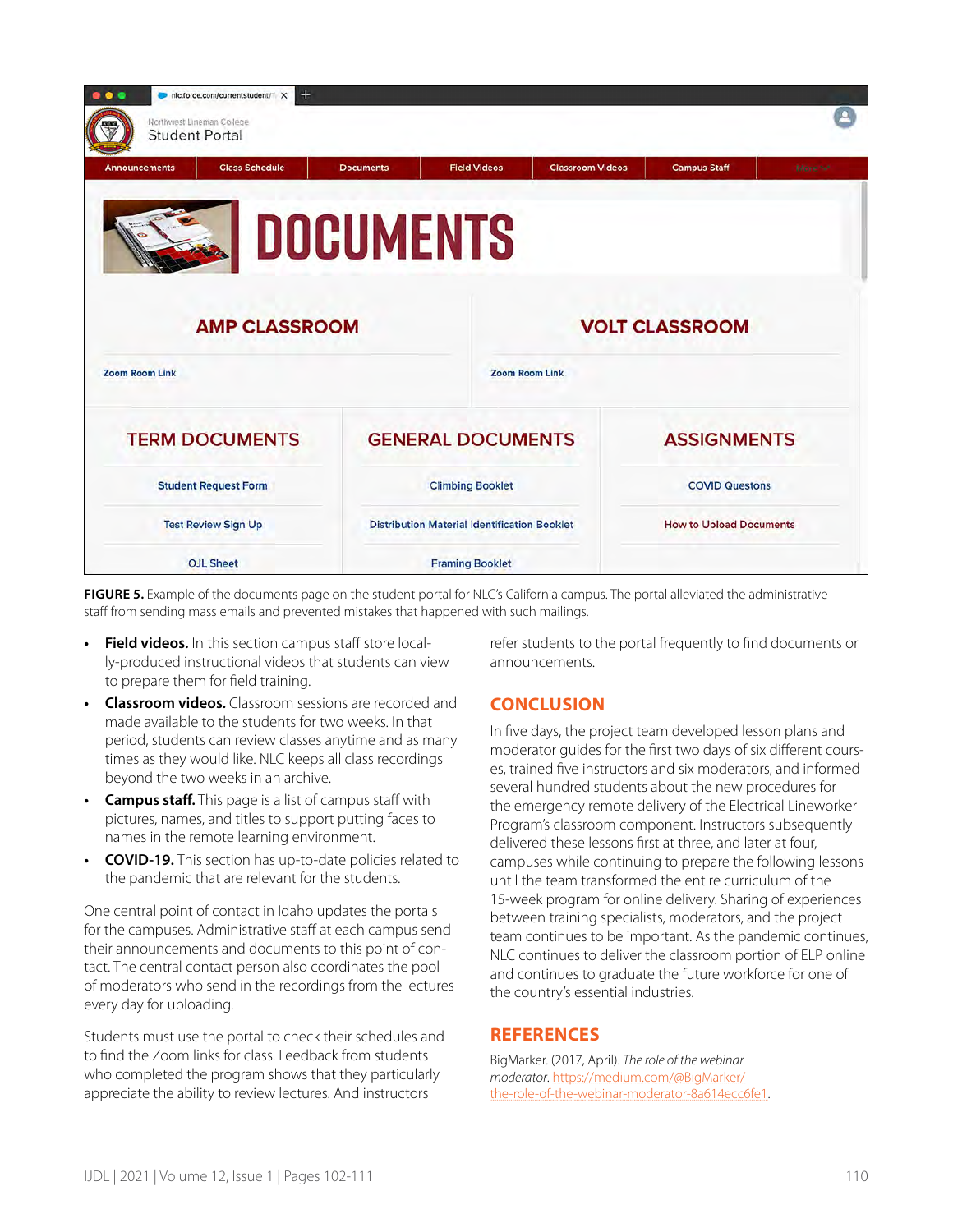**FIGURE 5.** Example of the documents page on the student portal for NLC's California campus. The portal alleviated the administrative staff from sending mass emails and prevented mistakes that happened with such mailings.

- **Field videos.** In this section campus staff store locally-produced instructional videos that students can view to prepare them for field training.
- **Classroom videos.** Classroom sessions are recorded and made available to the students for two weeks. In that period, students can review classes anytime and as many times as they would like. NLC keeps all class recordings beyond the two weeks in an archive.
- **Campus staff.** This page is a list of campus staff with pictures, names, and titles to support putting faces to names in the remote learning environment.
- **COVID-19.** This section has up-to-date policies related to the pandemic that are relevant for the students.

One central point of contact in Idaho updates the portals for the campuses. Administrative staff at each campus send their announcements and documents to this point of contact. The central contact person also coordinates the pool of moderators who send in the recordings from the lectures every day for uploading.

Students must use the portal to check their schedules and to find the Zoom links for class. Feedback from students who completed the program shows that they particularly appreciate the ability to review lectures. And instructors refer students to the portal frequently to find documents or announcements.

## CONCLUSION

In five days, the project team developed lesson plans and moderator guides for the first two days of six different courses, trained five instructors and six moderators, and informed several hundred students about the new procedures for the emergency remote delivery of the Electrical Lineworker Program's classroom component. Instructors subsequently delivered these lessons first at three, and later at four, campuses while continuing to prepare the following lessons until the team transformed the entire curriculum of the 15-week program for online delivery. Sharing of experiences between training specialists, moderators, and the project team continues to be important. As the pandemic continues, NLC continues to deliver the classroom portion of ELP online and continues to graduate the future workforce for one of the country's essential industries.

## REFERENCES

BigMarker. (2017, April). *The role of the webinar moderator*. https://medium.com/@BigMarker/the-role-of-the-webinar-moderator-8a614ecc6fe1.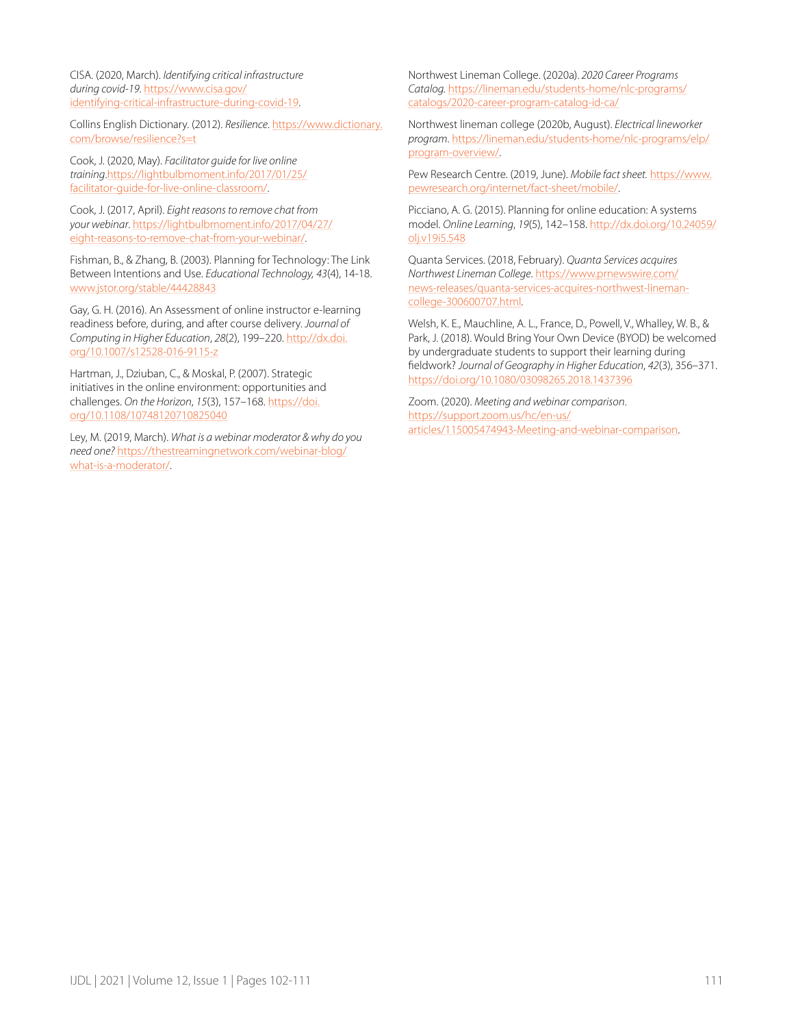CISA. (2020, March). *Identifying critical infrastructure during covid-19*. https://www.cisa.gov/identifying-critical-infrastructure-during-covid-19.

Collins English Dictionary. (2012). *Resilience*. https://www.dictionary.com/browse/resilience?s=t

Cook, J. (2020, May). *Facilitator guide for live online training*.https://lightbulbmoment.info/2017/01/25/facilitator-guide-for-live-online-classroom/.

Cook, J. (2017, April). *Eight reasons to remove chat from your webinar*. https://lightbulbmoment.info/2017/04/27/eight-reasons-to-remove-chat-from-your-webinar/.

Fishman, B., & Zhang, B. (2003). Planning for Technology: The Link Between Intentions and Use. *Educational Technology, 43*(4), 14-18. www.jstor.org/stable/44428843

Gay, G. H. (2016). An Assessment of online instructor e-learning readiness before, during, and after course delivery. *Journal of Computing in Higher Education*, *28*(2), 199–220. http://dx.doi.org/10.1007/s12528-016-9115-z

Hartman, J., Dziuban, C., & Moskal, P. (2007). Strategic initiatives in the online environment: opportunities and challenges. *On the Horizon*, *15*(3), 157–168. https://doi.org/10.1108/10748120710825040

Ley, M. (2019, March). *What is a webinar moderator & why do you need one?* https://thestreamingnetwork.com/webinar-blog/what-is-a-moderator/.

Northwest Lineman College. (2020a). *2020 Career Programs Catalog.* https://lineman.edu/students-home/nlc-programs/catalogs/2020-career-program-catalog-id-ca/

Northwest lineman college (2020b, August). *Electrical lineworker program*. https://lineman.edu/students-home/nlc-programs/elp/program-overview/.

Pew Research Centre. (2019, June). *Mobile fact sheet.* https://www.pewresearch.org/internet/fact-sheet/mobile/.

Picciano, A. G. (2015). Planning for online education: A systems model. *Online Learning*, *19*(5), 142–158. http://dx.doi.org/10.24059/olj.v19i5.548

Quanta Services. (2018, February). *Quanta Services acquires Northwest Lineman College*. https://www.prnewswire.com/news-releases/quanta-services-acquires-northwest-lineman-college-300600707.html.

Welsh, K. E., Mauchline, A. L., France, D., Powell, V., Whalley, W. B., & Park, J. (2018). Would Bring Your Own Device (BYOD) be welcomed by undergraduate students to support their learning during fieldwork? *Journal of Geography in Higher Education*, *42*(3), 356–371. https://doi.org/10.1080/03098265.2018.1437396

Zoom. (2020). *Meeting and webinar comparison*. https://support.zoom.us/hc/en-us/articles/115005474943-Meeting-and-webinar-comparison.